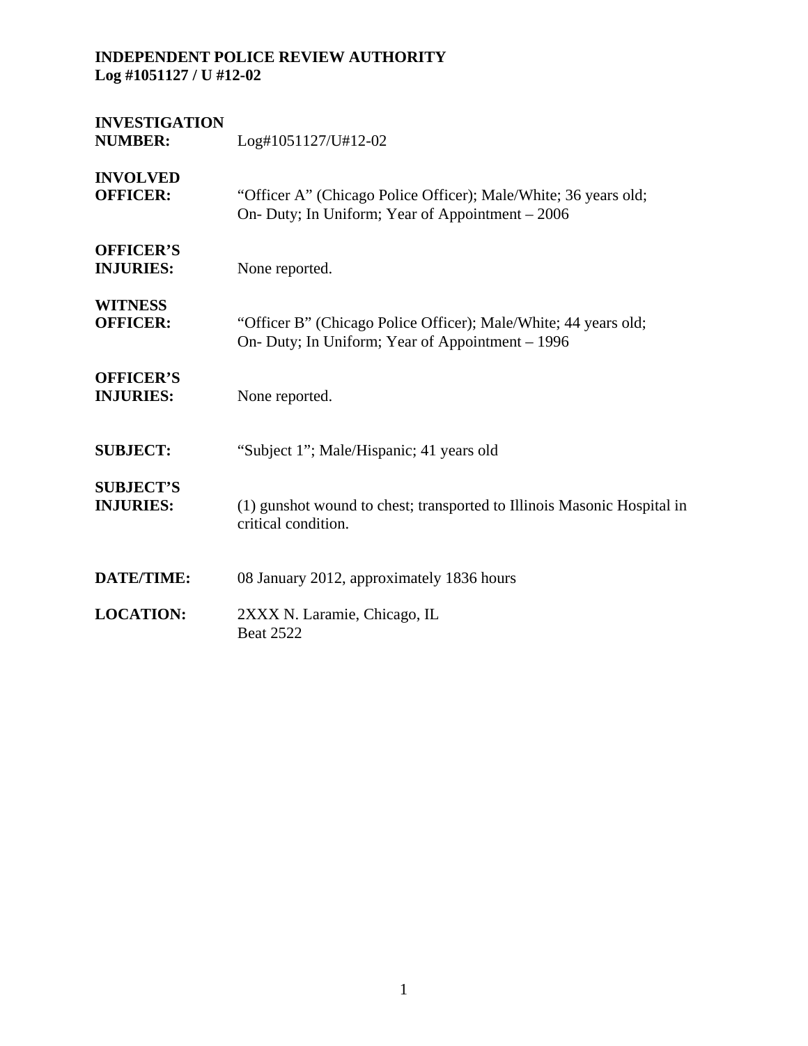**INDEPENDENT POLICE REVIEW AUTHORITY**
**Log #1051127 / U #12-02**

| | |
|---|---|
| **INVESTIGATION NUMBER:** | Log#1051127/U#12-02 |
| **INVOLVED OFFICER:** | "Officer A" (Chicago Police Officer); Male/White; 36 years old; On- Duty; In Uniform; Year of Appointment – 2006 |
| **OFFICER'S INJURIES:** | None reported. |
| **WITNESS OFFICER:** | "Officer B" (Chicago Police Officer); Male/White; 44 years old; On- Duty; In Uniform; Year of Appointment – 1996 |
| **OFFICER'S INJURIES:** | None reported. |
| **SUBJECT:** | "Subject 1"; Male/Hispanic; 41 years old |
| **SUBJECT'S INJURIES:** | (1) gunshot wound to chest; transported to Illinois Masonic Hospital in critical condition. |
| **DATE/TIME:** | 08 January 2012, approximately 1836 hours |
| **LOCATION:** | 2XXX N. Laramie, Chicago, IL<br>Beat 2522 |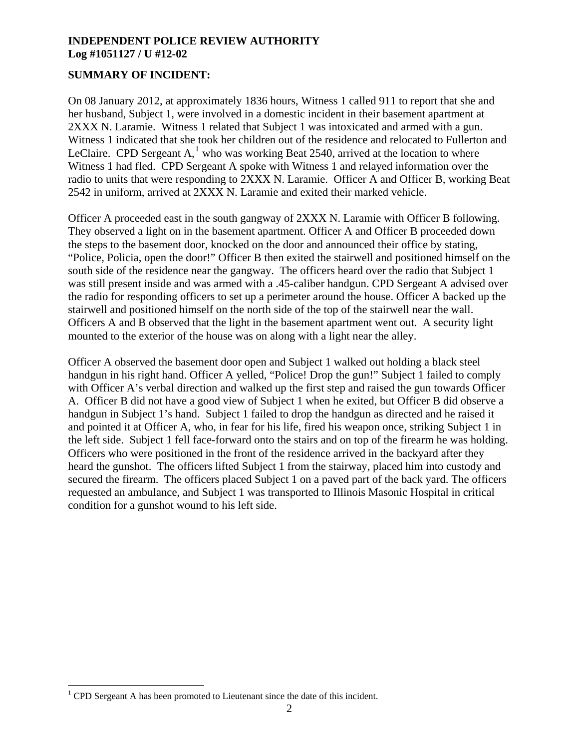**INDEPENDENT POLICE REVIEW AUTHORITY**
**Log #1051127 / U #12-02**

**SUMMARY OF INCIDENT:**

On 08 January 2012, at approximately 1836 hours, Witness 1 called 911 to report that she and her husband, Subject 1, were involved in a domestic incident in their basement apartment at 2XXX N. Laramie. Witness 1 related that Subject 1 was intoxicated and armed with a gun. Witness 1 indicated that she took her children out of the residence and relocated to Fullerton and LeClaire. CPD Sergeant A,[1] who was working Beat 2540, arrived at the location to where Witness 1 had fled. CPD Sergeant A spoke with Witness 1 and relayed information over the radio to units that were responding to 2XXX N. Laramie. Officer A and Officer B, working Beat 2542 in uniform, arrived at 2XXX N. Laramie and exited their marked vehicle.

Officer A proceeded east in the south gangway of 2XXX N. Laramie with Officer B following. They observed a light on in the basement apartment. Officer A and Officer B proceeded down the steps to the basement door, knocked on the door and announced their office by stating, "Police, Policia, open the door!" Officer B then exited the stairwell and positioned himself on the south side of the residence near the gangway. The officers heard over the radio that Subject 1 was still present inside and was armed with a .45-caliber handgun. CPD Sergeant A advised over the radio for responding officers to set up a perimeter around the house. Officer A backed up the stairwell and positioned himself on the north side of the top of the stairwell near the wall. Officers A and B observed that the light in the basement apartment went out. A security light mounted to the exterior of the house was on along with a light near the alley.

Officer A observed the basement door open and Subject 1 walked out holding a black steel handgun in his right hand. Officer A yelled, "Police! Drop the gun!" Subject 1 failed to comply with Officer A's verbal direction and walked up the first step and raised the gun towards Officer A. Officer B did not have a good view of Subject 1 when he exited, but Officer B did observe a handgun in Subject 1's hand. Subject 1 failed to drop the handgun as directed and he raised it and pointed it at Officer A, who, in fear for his life, fired his weapon once, striking Subject 1 in the left side. Subject 1 fell face-forward onto the stairs and on top of the firearm he was holding. Officers who were positioned in the front of the residence arrived in the backyard after they heard the gunshot. The officers lifted Subject 1 from the stairway, placed him into custody and secured the firearm. The officers placed Subject 1 on a paved part of the back yard. The officers requested an ambulance, and Subject 1 was transported to Illinois Masonic Hospital in critical condition for a gunshot wound to his left side.

[1] CPD Sergeant A has been promoted to Lieutenant since the date of this incident.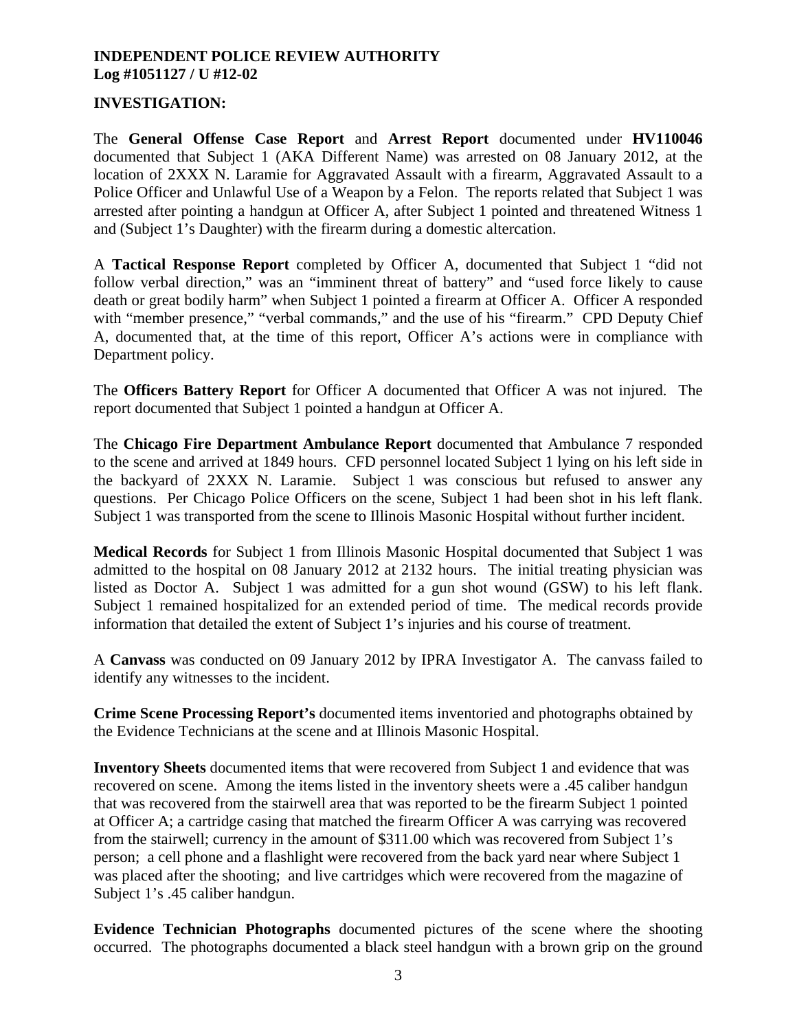**INDEPENDENT POLICE REVIEW AUTHORITY**
**Log #1051127 / U #12-02**

**INVESTIGATION:**

The **General Offense Case Report** and **Arrest Report** documented under **HV110046** documented that Subject 1 (AKA Different Name) was arrested on 08 January 2012, at the location of 2XXX N. Laramie for Aggravated Assault with a firearm, Aggravated Assault to a Police Officer and Unlawful Use of a Weapon by a Felon. The reports related that Subject 1 was arrested after pointing a handgun at Officer A, after Subject 1 pointed and threatened Witness 1 and (Subject 1's Daughter) with the firearm during a domestic altercation.

A **Tactical Response Report** completed by Officer A, documented that Subject 1 "did not follow verbal direction," was an "imminent threat of battery" and "used force likely to cause death or great bodily harm" when Subject 1 pointed a firearm at Officer A. Officer A responded with "member presence," "verbal commands," and the use of his "firearm." CPD Deputy Chief A, documented that, at the time of this report, Officer A's actions were in compliance with Department policy.

The **Officers Battery Report** for Officer A documented that Officer A was not injured. The report documented that Subject 1 pointed a handgun at Officer A.

The **Chicago Fire Department Ambulance Report** documented that Ambulance 7 responded to the scene and arrived at 1849 hours. CFD personnel located Subject 1 lying on his left side in the backyard of 2XXX N. Laramie. Subject 1 was conscious but refused to answer any questions. Per Chicago Police Officers on the scene, Subject 1 had been shot in his left flank. Subject 1 was transported from the scene to Illinois Masonic Hospital without further incident.

**Medical Records** for Subject 1 from Illinois Masonic Hospital documented that Subject 1 was admitted to the hospital on 08 January 2012 at 2132 hours. The initial treating physician was listed as Doctor A. Subject 1 was admitted for a gun shot wound (GSW) to his left flank. Subject 1 remained hospitalized for an extended period of time. The medical records provide information that detailed the extent of Subject 1's injuries and his course of treatment.

A **Canvass** was conducted on 09 January 2012 by IPRA Investigator A. The canvass failed to identify any witnesses to the incident.

**Crime Scene Processing Report's** documented items inventoried and photographs obtained by the Evidence Technicians at the scene and at Illinois Masonic Hospital.

**Inventory Sheets** documented items that were recovered from Subject 1 and evidence that was recovered on scene. Among the items listed in the inventory sheets were a .45 caliber handgun that was recovered from the stairwell area that was reported to be the firearm Subject 1 pointed at Officer A; a cartridge casing that matched the firearm Officer A was carrying was recovered from the stairwell; currency in the amount of $311.00 which was recovered from Subject 1's person; a cell phone and a flashlight were recovered from the back yard near where Subject 1 was placed after the shooting; and live cartridges which were recovered from the magazine of Subject 1's .45 caliber handgun.

**Evidence Technician Photographs** documented pictures of the scene where the shooting occurred. The photographs documented a black steel handgun with a brown grip on the ground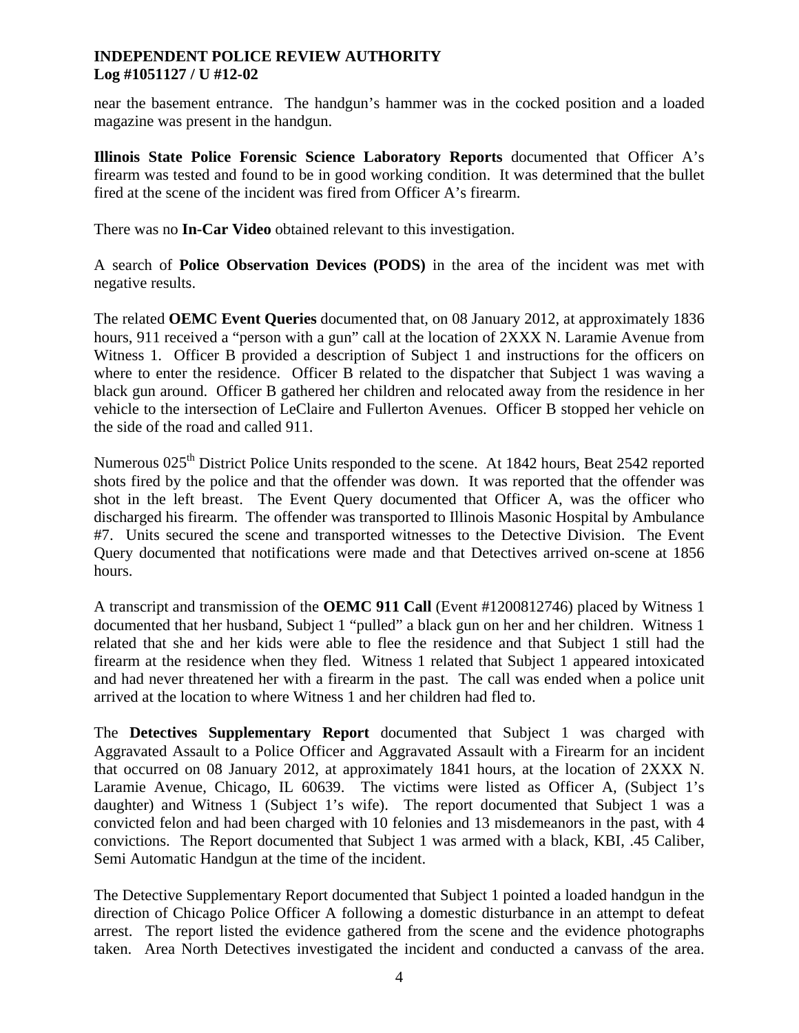near the basement entrance. The handgun's hammer was in the cocked position and a loaded magazine was present in the handgun.

**Illinois State Police Forensic Science Laboratory Reports** documented that Officer A's firearm was tested and found to be in good working condition. It was determined that the bullet fired at the scene of the incident was fired from Officer A's firearm.

There was no **In-Car Video** obtained relevant to this investigation.

A search of **Police Observation Devices (PODS)** in the area of the incident was met with negative results.

The related **OEMC Event Queries** documented that, on 08 January 2012, at approximately 1836 hours, 911 received a "person with a gun" call at the location of 2XXX N. Laramie Avenue from Witness 1. Officer B provided a description of Subject 1 and instructions for the officers on where to enter the residence. Officer B related to the dispatcher that Subject 1 was waving a black gun around. Officer B gathered her children and relocated away from the residence in her vehicle to the intersection of LeClaire and Fullerton Avenues. Officer B stopped her vehicle on the side of the road and called 911.

Numerous 025th District Police Units responded to the scene. At 1842 hours, Beat 2542 reported shots fired by the police and that the offender was down. It was reported that the offender was shot in the left breast. The Event Query documented that Officer A, was the officer who discharged his firearm. The offender was transported to Illinois Masonic Hospital by Ambulance #7. Units secured the scene and transported witnesses to the Detective Division. The Event Query documented that notifications were made and that Detectives arrived on-scene at 1856 hours.

A transcript and transmission of the **OEMC 911 Call** (Event #1200812746) placed by Witness 1 documented that her husband, Subject 1 "pulled" a black gun on her and her children. Witness 1 related that she and her kids were able to flee the residence and that Subject 1 still had the firearm at the residence when they fled. Witness 1 related that Subject 1 appeared intoxicated and had never threatened her with a firearm in the past. The call was ended when a police unit arrived at the location to where Witness 1 and her children had fled to.

The **Detectives Supplementary Report** documented that Subject 1 was charged with Aggravated Assault to a Police Officer and Aggravated Assault with a Firearm for an incident that occurred on 08 January 2012, at approximately 1841 hours, at the location of 2XXX N. Laramie Avenue, Chicago, IL 60639. The victims were listed as Officer A, (Subject 1's daughter) and Witness 1 (Subject 1's wife). The report documented that Subject 1 was a convicted felon and had been charged with 10 felonies and 13 misdemeanors in the past, with 4 convictions. The Report documented that Subject 1 was armed with a black, KBI, .45 Caliber, Semi Automatic Handgun at the time of the incident.

The Detective Supplementary Report documented that Subject 1 pointed a loaded handgun in the direction of Chicago Police Officer A following a domestic disturbance in an attempt to defeat arrest. The report listed the evidence gathered from the scene and the evidence photographs taken. Area North Detectives investigated the incident and conducted a canvass of the area.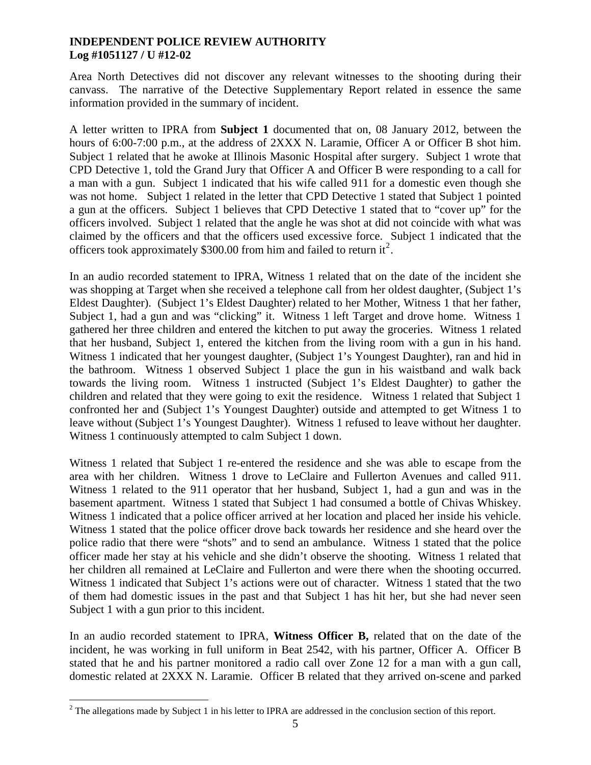Area North Detectives did not discover any relevant witnesses to the shooting during their canvass. The narrative of the Detective Supplementary Report related in essence the same information provided in the summary of incident.

A letter written to IPRA from **Subject 1** documented that on, 08 January 2012, between the hours of 6:00-7:00 p.m., at the address of 2XXX N. Laramie, Officer A or Officer B shot him. Subject 1 related that he awoke at Illinois Masonic Hospital after surgery. Subject 1 wrote that CPD Detective 1, told the Grand Jury that Officer A and Officer B were responding to a call for a man with a gun. Subject 1 indicated that his wife called 911 for a domestic even though she was not home. Subject 1 related in the letter that CPD Detective 1 stated that Subject 1 pointed a gun at the officers. Subject 1 believes that CPD Detective 1 stated that to "cover up" for the officers involved. Subject 1 related that the angle he was shot at did not coincide with what was claimed by the officers and that the officers used excessive force. Subject 1 indicated that the officers took approximately $300.00 from him and failed to return it[2].

In an audio recorded statement to IPRA, Witness 1 related that on the date of the incident she was shopping at Target when she received a telephone call from her oldest daughter, (Subject 1's Eldest Daughter). (Subject 1's Eldest Daughter) related to her Mother, Witness 1 that her father, Subject 1, had a gun and was "clicking" it. Witness 1 left Target and drove home. Witness 1 gathered her three children and entered the kitchen to put away the groceries. Witness 1 related that her husband, Subject 1, entered the kitchen from the living room with a gun in his hand. Witness 1 indicated that her youngest daughter, (Subject 1's Youngest Daughter), ran and hid in the bathroom. Witness 1 observed Subject 1 place the gun in his waistband and walk back towards the living room. Witness 1 instructed (Subject 1's Eldest Daughter) to gather the children and related that they were going to exit the residence. Witness 1 related that Subject 1 confronted her and (Subject 1's Youngest Daughter) outside and attempted to get Witness 1 to leave without (Subject 1's Youngest Daughter). Witness 1 refused to leave without her daughter. Witness 1 continuously attempted to calm Subject 1 down.

Witness 1 related that Subject 1 re-entered the residence and she was able to escape from the area with her children. Witness 1 drove to LeClaire and Fullerton Avenues and called 911. Witness 1 related to the 911 operator that her husband, Subject 1, had a gun and was in the basement apartment. Witness 1 stated that Subject 1 had consumed a bottle of Chivas Whiskey. Witness 1 indicated that a police officer arrived at her location and placed her inside his vehicle. Witness 1 stated that the police officer drove back towards her residence and she heard over the police radio that there were "shots" and to send an ambulance. Witness 1 stated that the police officer made her stay at his vehicle and she didn't observe the shooting. Witness 1 related that her children all remained at LeClaire and Fullerton and were there when the shooting occurred. Witness 1 indicated that Subject 1's actions were out of character. Witness 1 stated that the two of them had domestic issues in the past and that Subject 1 has hit her, but she had never seen Subject 1 with a gun prior to this incident.

In an audio recorded statement to IPRA, **Witness Officer B,** related that on the date of the incident, he was working in full uniform in Beat 2542, with his partner, Officer A. Officer B stated that he and his partner monitored a radio call over Zone 12 for a man with a gun call, domestic related at 2XXX N. Laramie. Officer B related that they arrived on-scene and parked

[2] The allegations made by Subject 1 in his letter to IPRA are addressed in the conclusion section of this report.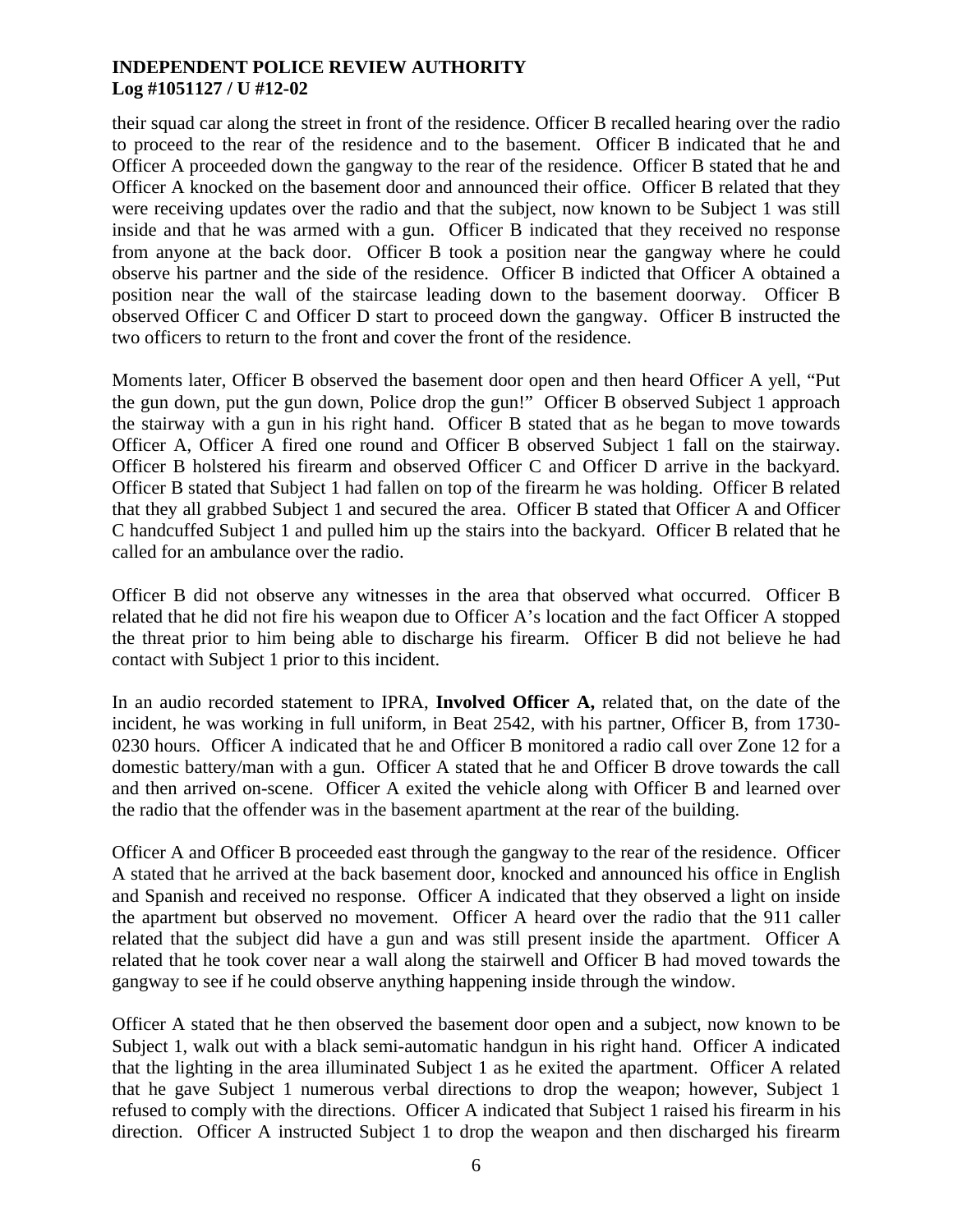their squad car along the street in front of the residence. Officer B recalled hearing over the radio to proceed to the rear of the residence and to the basement. Officer B indicated that he and Officer A proceeded down the gangway to the rear of the residence. Officer B stated that he and Officer A knocked on the basement door and announced their office. Officer B related that they were receiving updates over the radio and that the subject, now known to be Subject 1 was still inside and that he was armed with a gun. Officer B indicated that they received no response from anyone at the back door. Officer B took a position near the gangway where he could observe his partner and the side of the residence. Officer B indicted that Officer A obtained a position near the wall of the staircase leading down to the basement doorway. Officer B observed Officer C and Officer D start to proceed down the gangway. Officer B instructed the two officers to return to the front and cover the front of the residence.

Moments later, Officer B observed the basement door open and then heard Officer A yell, "Put the gun down, put the gun down, Police drop the gun!" Officer B observed Subject 1 approach the stairway with a gun in his right hand. Officer B stated that as he began to move towards Officer A, Officer A fired one round and Officer B observed Subject 1 fall on the stairway. Officer B holstered his firearm and observed Officer C and Officer D arrive in the backyard. Officer B stated that Subject 1 had fallen on top of the firearm he was holding. Officer B related that they all grabbed Subject 1 and secured the area. Officer B stated that Officer A and Officer C handcuffed Subject 1 and pulled him up the stairs into the backyard. Officer B related that he called for an ambulance over the radio.

Officer B did not observe any witnesses in the area that observed what occurred. Officer B related that he did not fire his weapon due to Officer A's location and the fact Officer A stopped the threat prior to him being able to discharge his firearm. Officer B did not believe he had contact with Subject 1 prior to this incident.

In an audio recorded statement to IPRA, **Involved Officer A,** related that, on the date of the incident, he was working in full uniform, in Beat 2542, with his partner, Officer B, from 1730-0230 hours. Officer A indicated that he and Officer B monitored a radio call over Zone 12 for a domestic battery/man with a gun. Officer A stated that he and Officer B drove towards the call and then arrived on-scene. Officer A exited the vehicle along with Officer B and learned over the radio that the offender was in the basement apartment at the rear of the building.

Officer A and Officer B proceeded east through the gangway to the rear of the residence. Officer A stated that he arrived at the back basement door, knocked and announced his office in English and Spanish and received no response. Officer A indicated that they observed a light on inside the apartment but observed no movement. Officer A heard over the radio that the 911 caller related that the subject did have a gun and was still present inside the apartment. Officer A related that he took cover near a wall along the stairwell and Officer B had moved towards the gangway to see if he could observe anything happening inside through the window.

Officer A stated that he then observed the basement door open and a subject, now known to be Subject 1, walk out with a black semi-automatic handgun in his right hand. Officer A indicated that the lighting in the area illuminated Subject 1 as he exited the apartment. Officer A related that he gave Subject 1 numerous verbal directions to drop the weapon; however, Subject 1 refused to comply with the directions. Officer A indicated that Subject 1 raised his firearm in his direction. Officer A instructed Subject 1 to drop the weapon and then discharged his firearm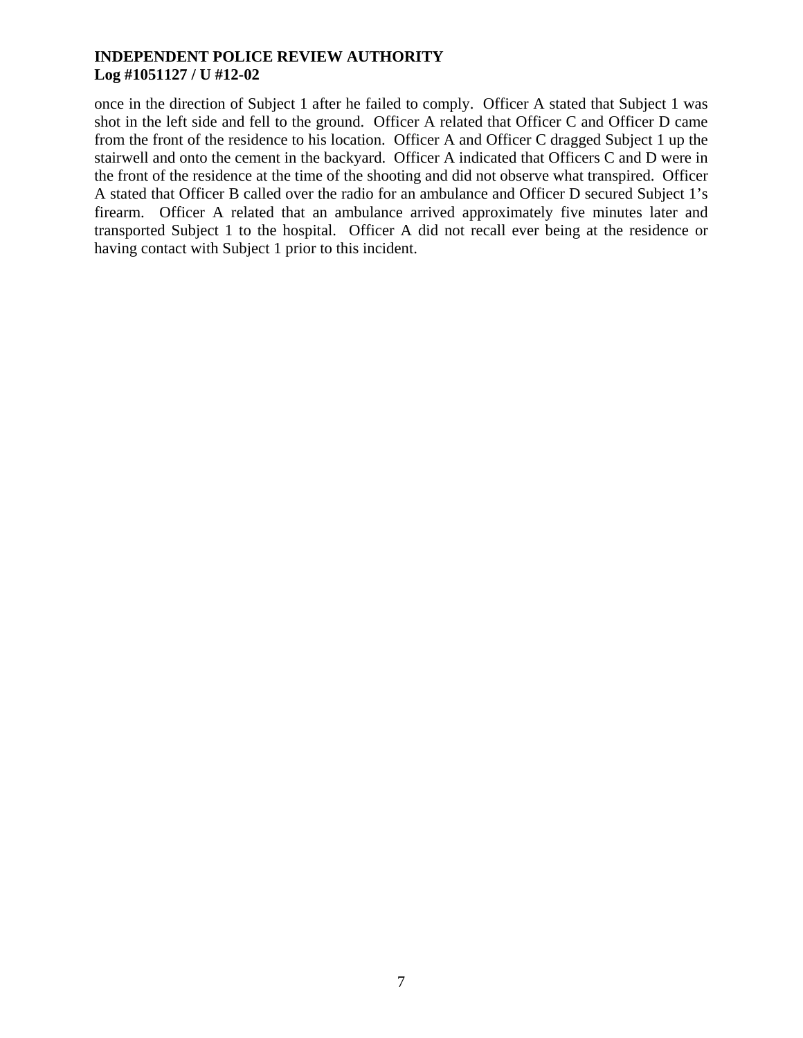once in the direction of Subject 1 after he failed to comply. Officer A stated that Subject 1 was shot in the left side and fell to the ground. Officer A related that Officer C and Officer D came from the front of the residence to his location. Officer A and Officer C dragged Subject 1 up the stairwell and onto the cement in the backyard. Officer A indicated that Officers C and D were in the front of the residence at the time of the shooting and did not observe what transpired. Officer A stated that Officer B called over the radio for an ambulance and Officer D secured Subject 1's firearm. Officer A related that an ambulance arrived approximately five minutes later and transported Subject 1 to the hospital. Officer A did not recall ever being at the residence or having contact with Subject 1 prior to this incident.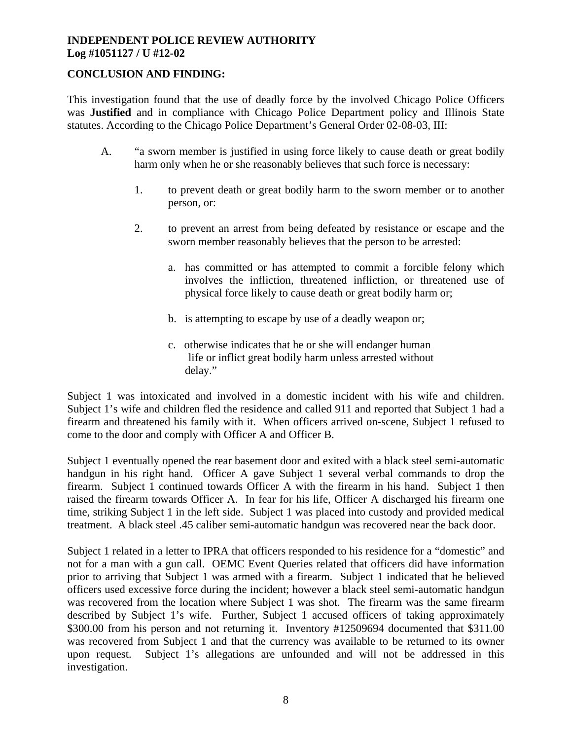**INDEPENDENT POLICE REVIEW AUTHORITY**
**Log #1051127 / U #12-02**

**CONCLUSION AND FINDING:**

This investigation found that the use of deadly force by the involved Chicago Police Officers was **Justified** and in compliance with Chicago Police Department policy and Illinois State statutes. According to the Chicago Police Department's General Order 02-08-03, III:

A. "a sworn member is justified in using force likely to cause death or great bodily harm only when he or she reasonably believes that such force is necessary:

1. to prevent death or great bodily harm to the sworn member or to another person, or:

2. to prevent an arrest from being defeated by resistance or escape and the sworn member reasonably believes that the person to be arrested:

   a. has committed or has attempted to commit a forcible felony which involves the infliction, threatened infliction, or threatened use of physical force likely to cause death or great bodily harm or;

   b. is attempting to escape by use of a deadly weapon or;

   c. otherwise indicates that he or she will endanger human life or inflict great bodily harm unless arrested without delay."

Subject 1 was intoxicated and involved in a domestic incident with his wife and children. Subject 1's wife and children fled the residence and called 911 and reported that Subject 1 had a firearm and threatened his family with it. When officers arrived on-scene, Subject 1 refused to come to the door and comply with Officer A and Officer B.

Subject 1 eventually opened the rear basement door and exited with a black steel semi-automatic handgun in his right hand. Officer A gave Subject 1 several verbal commands to drop the firearm. Subject 1 continued towards Officer A with the firearm in his hand. Subject 1 then raised the firearm towards Officer A. In fear for his life, Officer A discharged his firearm one time, striking Subject 1 in the left side. Subject 1 was placed into custody and provided medical treatment. A black steel .45 caliber semi-automatic handgun was recovered near the back door.

Subject 1 related in a letter to IPRA that officers responded to his residence for a "domestic" and not for a man with a gun call. OEMC Event Queries related that officers did have information prior to arriving that Subject 1 was armed with a firearm. Subject 1 indicated that he believed officers used excessive force during the incident; however a black steel semi-automatic handgun was recovered from the location where Subject 1 was shot. The firearm was the same firearm described by Subject 1's wife. Further, Subject 1 accused officers of taking approximately $300.00 from his person and not returning it. Inventory #12509694 documented that $311.00 was recovered from Subject 1 and that the currency was available to be returned to its owner upon request. Subject 1's allegations are unfounded and will not be addressed in this investigation.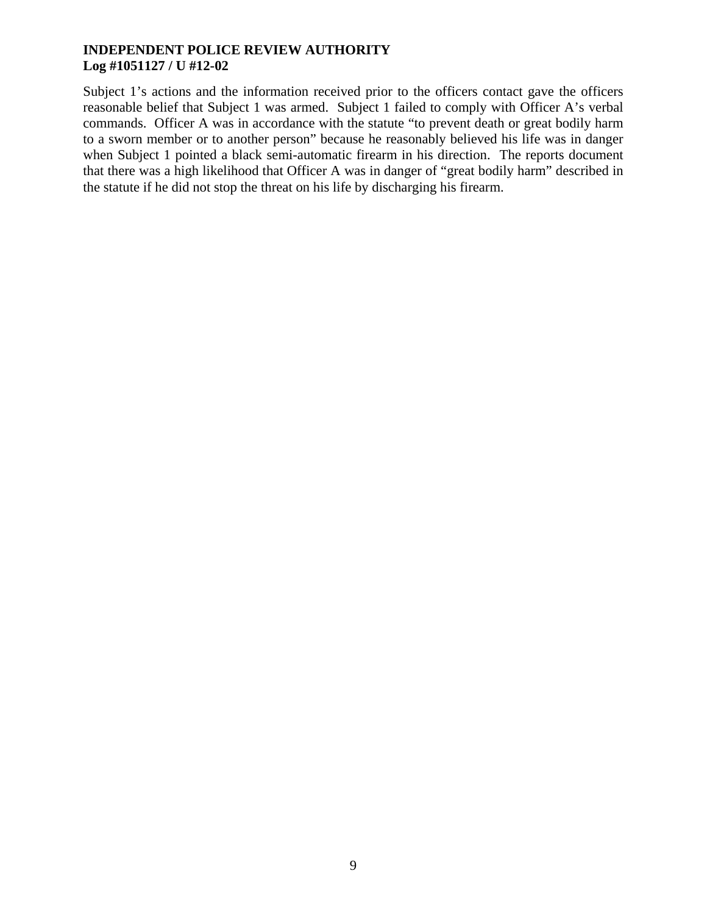Subject 1's actions and the information received prior to the officers contact gave the officers reasonable belief that Subject 1 was armed. Subject 1 failed to comply with Officer A's verbal commands. Officer A was in accordance with the statute "to prevent death or great bodily harm to a sworn member or to another person" because he reasonably believed his life was in danger when Subject 1 pointed a black semi-automatic firearm in his direction. The reports document that there was a high likelihood that Officer A was in danger of "great bodily harm" described in the statute if he did not stop the threat on his life by discharging his firearm.